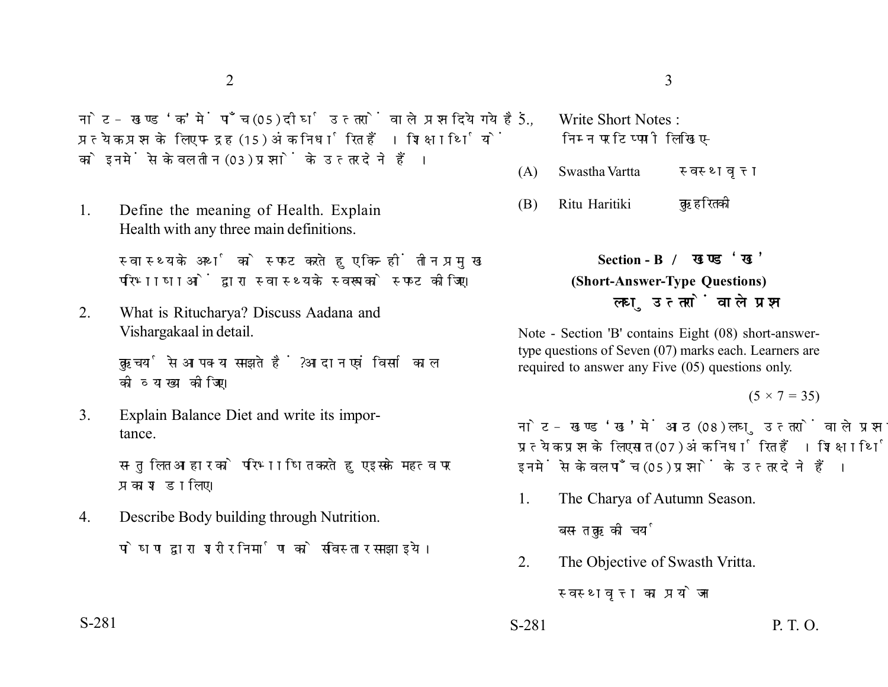नोट - खण्ड 'क' में पाँच (05) दीर्घ उत्तरों वाले प्रश्न दिये गये हैं, प्रत्येक प्रश्न के लिए पन्द्रह (15) अंक निर्धारित हैं। शिक्षार्थियों को इनमें से केवल तीन (03) प्रश्नों के उत्तर देने हैं।

1. Define the meaning of Health. Explain Health with any three main definitions.

   स्वास्थ्य के अर्थ को स्पष्ट करते हुए किन्हीं तीन प्रमुख परिभाषाओं द्वारा स्वास्थ्य के स्वरूप को स्पष्ट कीजिए।

2. What is Ritucharya? Discuss Aadana and Vishargakaal in detail.

   ऋतुचर्या से आप क्या समझते हैं? आदान एवं विसर्ग काल की व्याख्या कीजिए।

3. Explain Balance Diet and write its importance.

   सन्तुलित आहार को परिभाषित करते हुए इसके महत्व पर प्रकाश डालिए।

4. Describe Body building through Nutrition.

   पोषण द्वारा शरीर निर्माण को सविस्तार समझाइये।

5. Write Short Notes :

   निम्न पर टिप्पणी लिखिए-

   (A) Swastha Vartta — स्वस्थवृत्त

   (B) Ritu Haritiki — ऋतु हरितकी

## Section - B / खण्ड 'ख'

### (Short-Answer-Type Questions)

### लघु उत्तरों वाले प्रश्न

Note - Section 'B' contains Eight (08) short-answer-type questions of Seven (07) marks each. Learners are required to answer any Five (05) questions only.

(5 × 7 = 35)

नोट - खण्ड 'ख' में आठ (08) लघु उत्तरों वाले प्रश्न दिये गये हैं, प्रत्येक प्रश्न के लिए सात (07) अंक निर्धारित हैं। शिक्षार्थियों को इनमें से केवल पाँच (05) प्रश्नों के उत्तर देने हैं।

1. The Charya of Autumn Season.

   बसन्त ऋतु की चर्या

2. The Objective of Swasth Vritta.

   स्वस्थवृत्त का प्रयोजन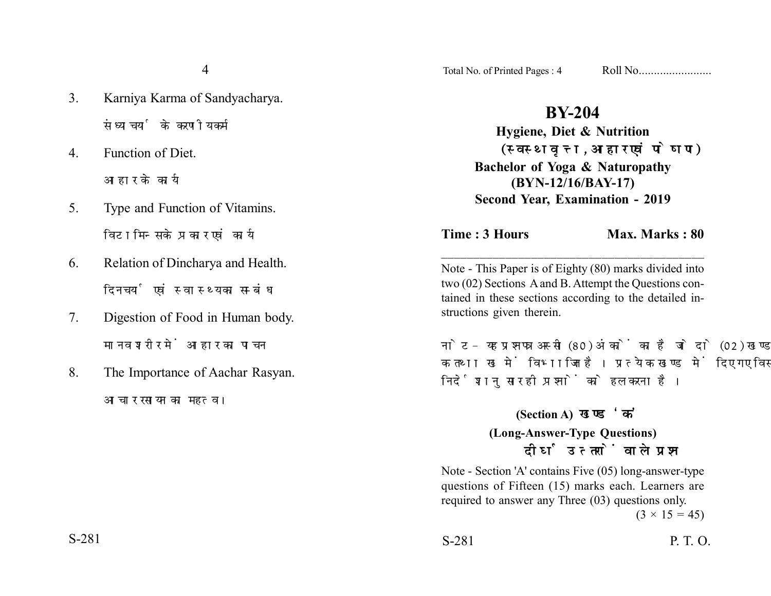3. Karniya Karma of Sandyacharya.

   संध्याचर्या के करणीय कर्म

4. Function of Diet.

   आहार के कार्य

5. Type and Function of Vitamins.

   विटामिन्स के प्रकार एवं कार्य

6. Relation of Dincharya and Health.

   दिनचर्या एवं स्वास्थ्य का सम्बंध

7. Digestion of Food in Human body.

   मानव शरीर में आहार का पाचन

8. The Importance of Aachar Rasyan.

   आचार रसायन का महत्व।

Total No. of Printed Pages : 4 Roll No........................

# BY-204

## Hygiene, Diet & Nutrition

## (स्वस्थवृत्त, आहार एवं पोषण)

### Bachelor of Yoga & Naturopathy

### (BYN-12/16/BAY-17)

### Second Year, Examination - 2019

**Time : 3 Hours** **Max. Marks : 80**

---

Note - This Paper is of Eighty (80) marks divided into two (02) Sections A and B. Attempt the Questions contained in these sections according to the detailed instructions given therein.

नोट - यह प्रश्नपत्र अस्सी (80) अंकों का है जो दो (02) खण्डों क तथा ख में विभाजित है। प्रत्येक खण्ड में दिए गए विस्तृत निर्देशानुसार ही प्रश्नों को हल करना है।

### (Section A) खण्ड 'क'

### (Long-Answer-Type Questions)

### दीर्घ उत्तरों वाले प्रश्न

Note - Section 'A' contains Five (05) long-answer-type questions of Fifteen (15) marks each. Learners are required to answer any Three (03) questions only.

$(3 \times 15 = 45)$